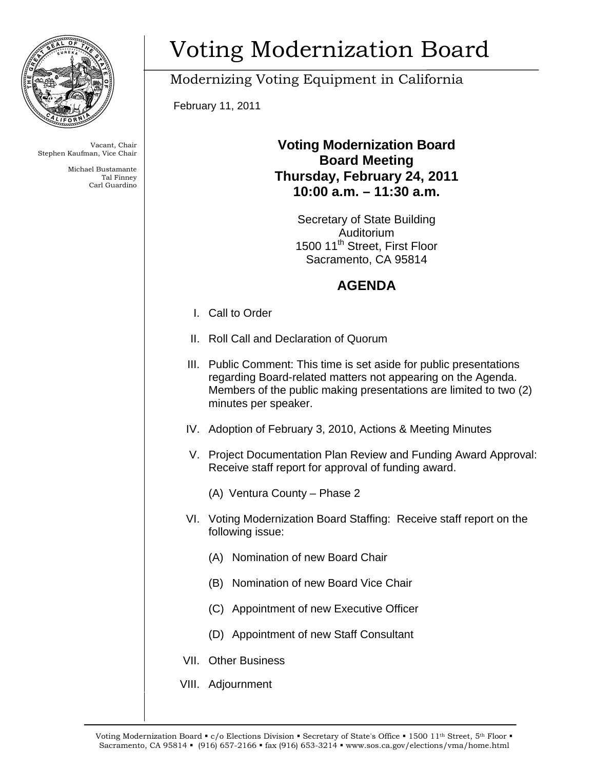# Voting Modernization Board

Modernizing Voting Equipment in California

February 11, 2011

Vacant, Chair
Stephen Kaufman, Vice Chair

Michael Bustamante
Tal Finney
Carl Guardino

**Voting Modernization Board**
**Board Meeting**
**Thursday, February 24, 2011**
**10:00 a.m. – 11:30 a.m.**

Secretary of State Building
Auditorium
1500 11th Street, First Floor
Sacramento, CA 95814

## AGENDA

I. Call to Order

II. Roll Call and Declaration of Quorum

III. Public Comment: This time is set aside for public presentations regarding Board-related matters not appearing on the Agenda. Members of the public making presentations are limited to two (2) minutes per speaker.

IV. Adoption of February 3, 2010, Actions & Meeting Minutes

V. Project Documentation Plan Review and Funding Award Approval: Receive staff report for approval of funding award.

   (A) Ventura County – Phase 2

VI. Voting Modernization Board Staffing: Receive staff report on the following issue:

   (A) Nomination of new Board Chair

   (B) Nomination of new Board Vice Chair

   (C) Appointment of new Executive Officer

   (D) Appointment of new Staff Consultant

VII. Other Business

VIII. Adjournment

Voting Modernization Board ▪ c/o Elections Division ▪ Secretary of State's Office ▪ 1500 11th Street, 5th Floor ▪ Sacramento, CA 95814 ▪ (916) 657-2166 ▪ fax (916) 653-3214 ▪ www.sos.ca.gov/elections/vma/home.html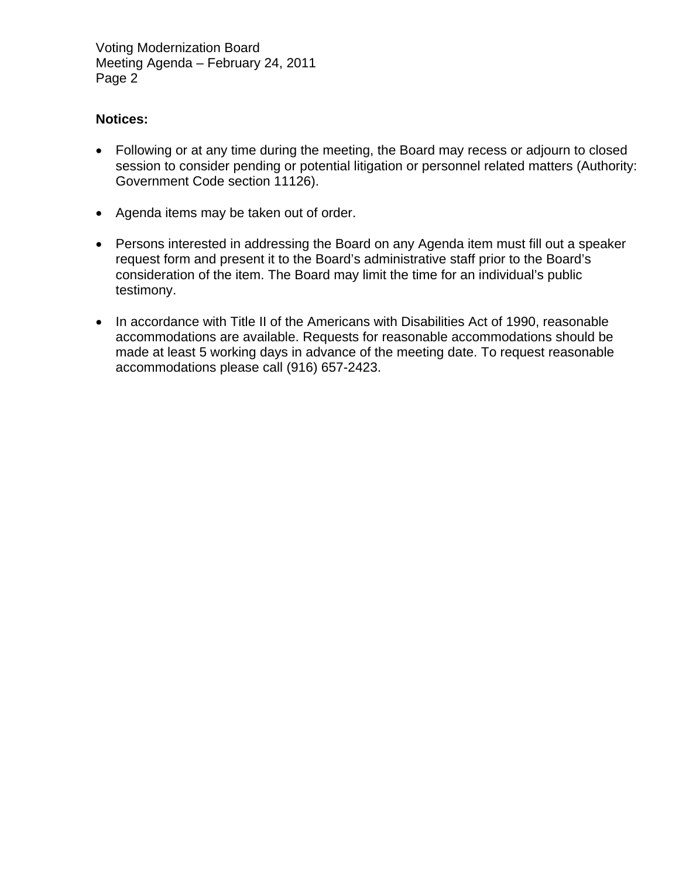**Notices:**

- Following or at any time during the meeting, the Board may recess or adjourn to closed session to consider pending or potential litigation or personnel related matters (Authority: Government Code section 11126).

- Agenda items may be taken out of order.

- Persons interested in addressing the Board on any Agenda item must fill out a speaker request form and present it to the Board's administrative staff prior to the Board's consideration of the item. The Board may limit the time for an individual's public testimony.

- In accordance with Title II of the Americans with Disabilities Act of 1990, reasonable accommodations are available. Requests for reasonable accommodations should be made at least 5 working days in advance of the meeting date. To request reasonable accommodations please call (916) 657-2423.